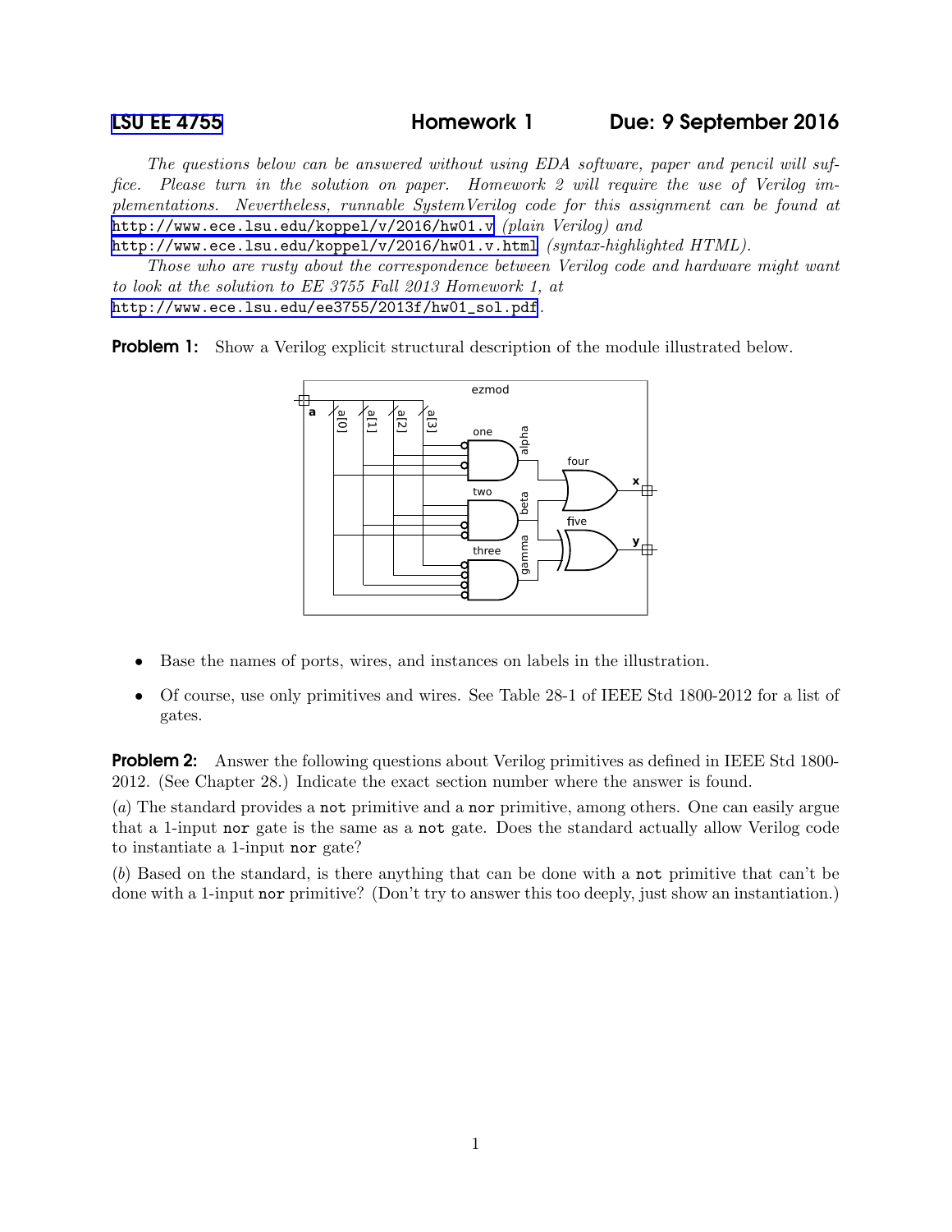**LSU EE 4755** **Homework 1** **Due: 9 September 2016**

*The questions below can be answered without using EDA software, paper and pencil will suffice. Please turn in the solution on paper. Homework 2 will require the use of Verilog implementations. Nevertheless, runnable SystemVerilog code for this assignment can be found at* http://www.ece.lsu.edu/koppel/v/2016/hw01.v *(plain Verilog) and* http://www.ece.lsu.edu/koppel/v/2016/hw01.v.html *(syntax-highlighted HTML).*

*Those who are rusty about the correspondence between Verilog code and hardware might want to look at the solution to EE 3755 Fall 2013 Homework 1, at* http://www.ece.lsu.edu/ee3755/2013f/hw01_sol.pdf.

**Problem 1:** Show a Verilog explicit structural description of the module illustrated below.

- Base the names of ports, wires, and instances on labels in the illustration.
- Of course, use only primitives and wires. See Table 28-1 of IEEE Std 1800-2012 for a list of gates.

**Problem 2:** Answer the following questions about Verilog primitives as defined in IEEE Std 1800-2012. (See Chapter 28.) Indicate the exact section number where the answer is found.

(*a*) The standard provides a `not` primitive and a `nor` primitive, among others. One can easily argue that a 1-input `nor` gate is the same as a `not` gate. Does the standard actually allow Verilog code to instantiate a 1-input `nor` gate?

(*b*) Based on the standard, is there anything that can be done with a `not` primitive that can't be done with a 1-input `nor` primitive? (Don't try to answer this too deeply, just show an instantiation.)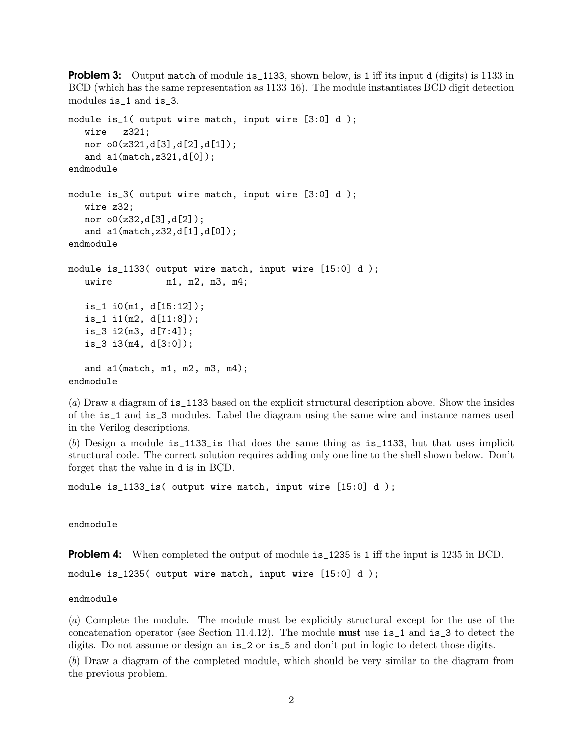**Problem 3:** Output `match` of module `is_1133`, shown below, is `1` iff its input `d` (digits) is 1133 in BCD (which has the same representation as $1133_{16}$). The module instantiates BCD digit detection modules `is_1` and `is_3`.

```
module is_1( output wire match, input wire [3:0] d );
   wire   z321;
   nor o0(z321,d[3],d[2],d[1]);
   and a1(match,z321,d[0]);
endmodule

module is_3( output wire match, input wire [3:0] d );
   wire z32;
   nor o0(z32,d[3],d[2]);
   and a1(match,z32,d[1],d[0]);
endmodule

module is_1133( output wire match, input wire [15:0] d );
   uwire          m1, m2, m3, m4;

   is_1 i0(m1, d[15:12]);
   is_1 i1(m2, d[11:8]);
   is_3 i2(m3, d[7:4]);
   is_3 i3(m4, d[3:0]);

   and a1(match, m1, m2, m3, m4);
endmodule
```

(*a*) Draw a diagram of `is_1133` based on the explicit structural description above. Show the insides of the `is_1` and `is_3` modules. Label the diagram using the same wire and instance names used in the Verilog descriptions.

(*b*) Design a module `is_1133_is` that does the same thing as `is_1133`, but that uses implicit structural code. The correct solution requires adding only one line to the shell shown below. Don't forget that the value in `d` is in BCD.

```
module is_1133_is( output wire match, input wire [15:0] d );


endmodule
```

**Problem 4:** When completed the output of module `is_1235` is `1` iff the input is 1235 in BCD.

```
module is_1235( output wire match, input wire [15:0] d );

endmodule
```

(*a*) Complete the module. The module must be explicitly structural except for the use of the concatenation operator (see Section 11.4.12). The module **must** use `is_1` and `is_3` to detect the digits. Do not assume or design an `is_2` or `is_5` and don't put in logic to detect those digits.

(*b*) Draw a diagram of the completed module, which should be very similar to the diagram from the previous problem.